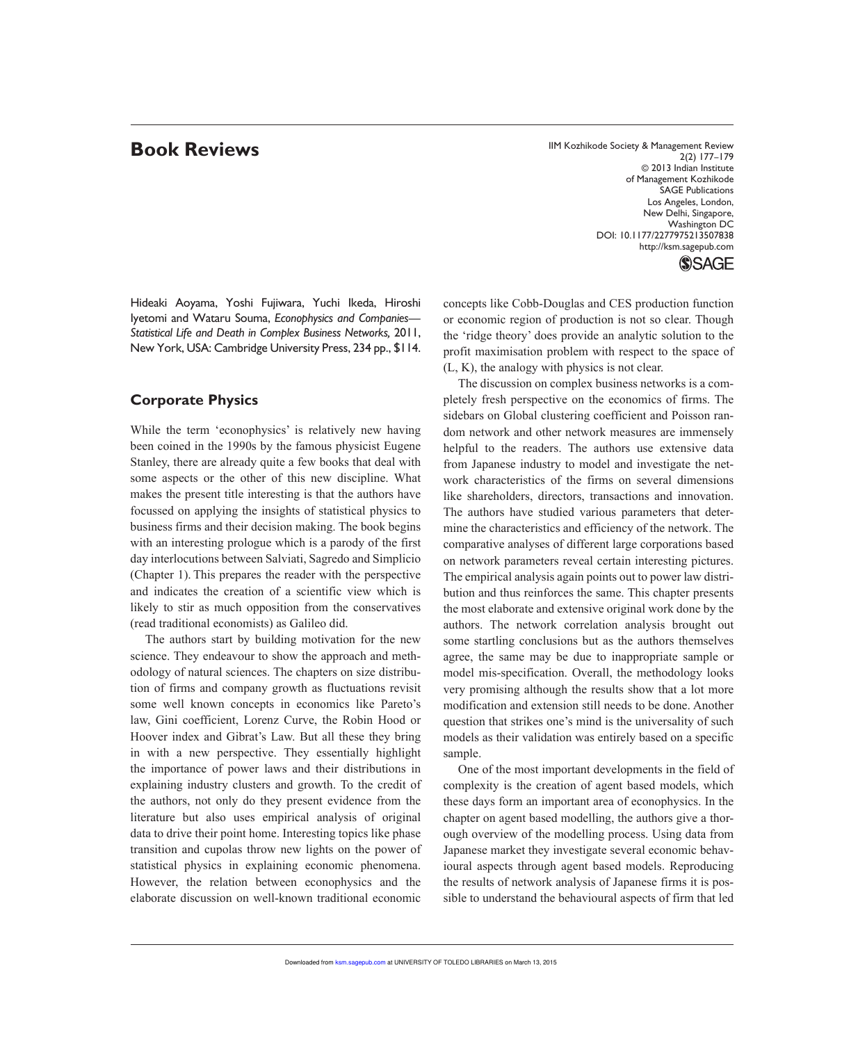# Book Reviews

Hideaki Aoyama, Yoshi Fujiwara, Yuchi Ikeda, Hiroshi Iyetomi and Wataru Souma, *Econophysics and Companies—Statistical Life and Death in Complex Business Networks,* 2011, New York, USA: Cambridge University Press, 234 pp., $114.

## Corporate Physics

While the term 'econophysics' is relatively new having been coined in the 1990s by the famous physicist Eugene Stanley, there are already quite a few books that deal with some aspects or the other of this new discipline. What makes the present title interesting is that the authors have focussed on applying the insights of statistical physics to business firms and their decision making. The book begins with an interesting prologue which is a parody of the first day interlocutions between Salviati, Sagredo and Simplicio (Chapter 1). This prepares the reader with the perspective and indicates the creation of a scientific view which is likely to stir as much opposition from the conservatives (read traditional economists) as Galileo did.

The authors start by building motivation for the new science. They endeavour to show the approach and methodology of natural sciences. The chapters on size distribution of firms and company growth as fluctuations revisit some well known concepts in economics like Pareto's law, Gini coefficient, Lorenz Curve, the Robin Hood or Hoover index and Gibrat's Law. But all these they bring in with a new perspective. They essentially highlight the importance of power laws and their distributions in explaining industry clusters and growth. To the credit of the authors, not only do they present evidence from the literature but also uses empirical analysis of original data to drive their point home. Interesting topics like phase transition and cupolas throw new lights on the power of statistical physics in explaining economic phenomena. However, the relation between econophysics and the elaborate discussion on well-known traditional economic concepts like Cobb-Douglas and CES production function or economic region of production is not so clear. Though the 'ridge theory' does provide an analytic solution to the profit maximisation problem with respect to the space of (L, K), the analogy with physics is not clear.

The discussion on complex business networks is a completely fresh perspective on the economics of firms. The sidebars on Global clustering coefficient and Poisson random network and other network measures are immensely helpful to the readers. The authors use extensive data from Japanese industry to model and investigate the network characteristics of the firms on several dimensions like shareholders, directors, transactions and innovation. The authors have studied various parameters that determine the characteristics and efficiency of the network. The comparative analyses of different large corporations based on network parameters reveal certain interesting pictures. The empirical analysis again points out to power law distribution and thus reinforces the same. This chapter presents the most elaborate and extensive original work done by the authors. The network correlation analysis brought out some startling conclusions but as the authors themselves agree, the same may be due to inappropriate sample or model mis-specification. Overall, the methodology looks very promising although the results show that a lot more modification and extension still needs to be done. Another question that strikes one's mind is the universality of such models as their validation was entirely based on a specific sample.

One of the most important developments in the field of complexity is the creation of agent based models, which these days form an important area of econophysics. In the chapter on agent based modelling, the authors give a thorough overview of the modelling process. Using data from Japanese market they investigate several economic behavioural aspects through agent based models. Reproducing the results of network analysis of Japanese firms it is possible to understand the behavioural aspects of firm that led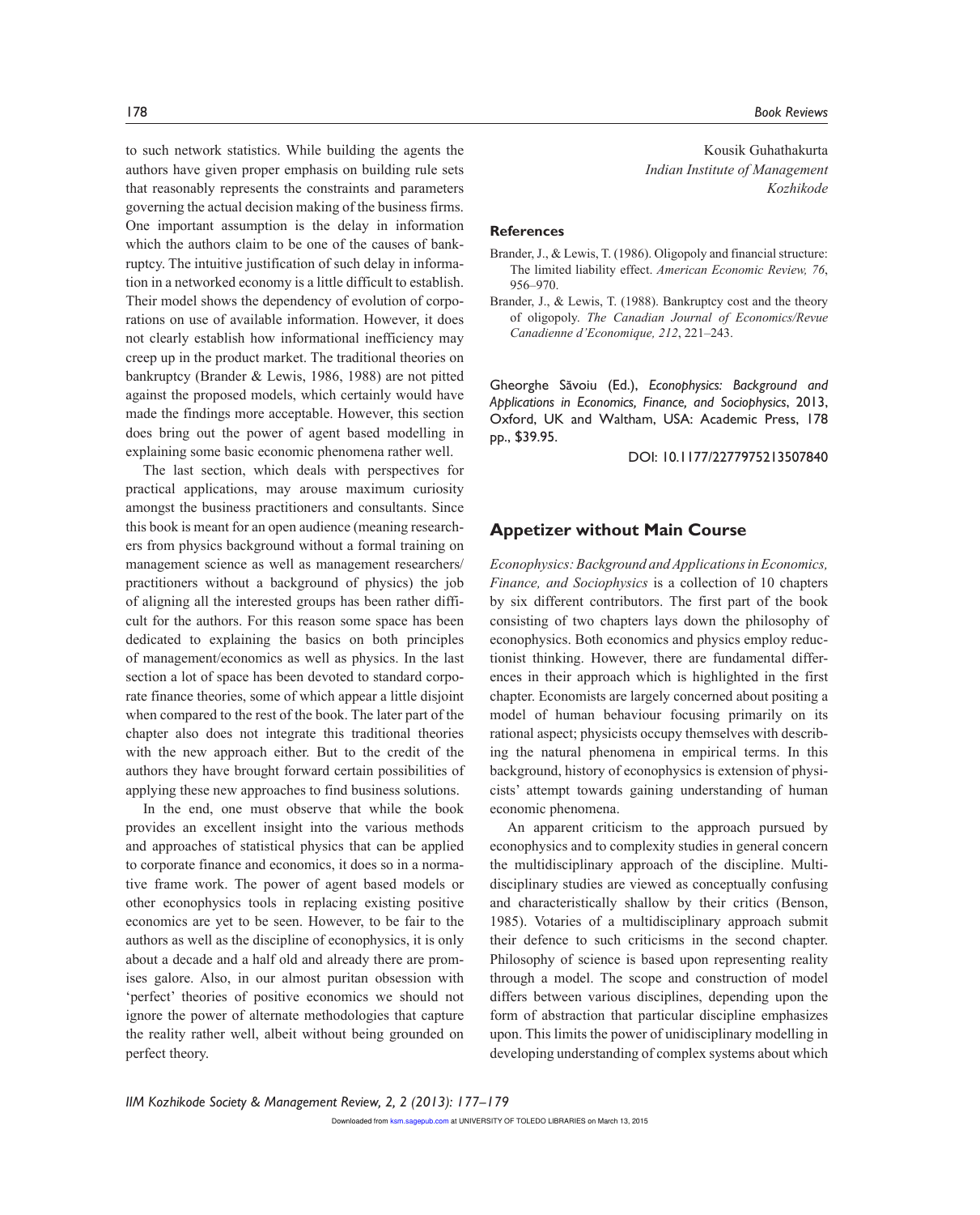to such network statistics. While building the agents the authors have given proper emphasis on building rule sets that reasonably represents the constraints and parameters governing the actual decision making of the business firms. One important assumption is the delay in information which the authors claim to be one of the causes of bankruptcy. The intuitive justification of such delay in information in a networked economy is a little difficult to establish. Their model shows the dependency of evolution of corporations on use of available information. However, it does not clearly establish how informational inefficiency may creep up in the product market. The traditional theories on bankruptcy (Brander & Lewis, 1986, 1988) are not pitted against the proposed models, which certainly would have made the findings more acceptable. However, this section does bring out the power of agent based modelling in explaining some basic economic phenomena rather well.

The last section, which deals with perspectives for practical applications, may arouse maximum curiosity amongst the business practitioners and consultants. Since this book is meant for an open audience (meaning researchers from physics background without a formal training on management science as well as management researchers/practitioners without a background of physics) the job of aligning all the interested groups has been rather difficult for the authors. For this reason some space has been dedicated to explaining the basics on both principles of management/economics as well as physics. In the last section a lot of space has been devoted to standard corporate finance theories, some of which appear a little disjoint when compared to the rest of the book. The later part of the chapter also does not integrate this traditional theories with the new approach either. But to the credit of the authors they have brought forward certain possibilities of applying these new approaches to find business solutions.

In the end, one must observe that while the book provides an excellent insight into the various methods and approaches of statistical physics that can be applied to corporate finance and economics, it does so in a normative frame work. The power of agent based models or other econophysics tools in replacing existing positive economics are yet to be seen. However, to be fair to the authors as well as the discipline of econophysics, it is only about a decade and a half old and already there are promises galore. Also, in our almost puritan obsession with 'perfect' theories of positive economics we should not ignore the power of alternate methodologies that capture the reality rather well, albeit without being grounded on perfect theory.

Kousik Guhathakurta
*Indian Institute of Management Kozhikode*

### References

Brander, J., & Lewis, T. (1986). Oligopoly and financial structure: The limited liability effect. *American Economic Review, 76*, 956–970.

Brander, J., & Lewis, T. (1988). Bankruptcy cost and the theory of oligopoly. *The Canadian Journal of Economics/Revue Canadienne d'Economique, 212*, 221–243.

Gheorghe Săvoiu (Ed.), *Econophysics: Background and Applications in Economics, Finance, and Sociophysics*, 2013, Oxford, UK and Waltham, USA: Academic Press, 178 pp., $39.95.

DOI: 10.1177/2277975213507840

## Appetizer without Main Course

*Econophysics: Background and Applications in Economics, Finance, and Sociophysics* is a collection of 10 chapters by six different contributors. The first part of the book consisting of two chapters lays down the philosophy of econophysics. Both economics and physics employ reductionist thinking. However, there are fundamental differences in their approach which is highlighted in the first chapter. Economists are largely concerned about positing a model of human behaviour focusing primarily on its rational aspect; physicists occupy themselves with describing the natural phenomena in empirical terms. In this background, history of econophysics is extension of physicists' attempt towards gaining understanding of human economic phenomena.

An apparent criticism to the approach pursued by econophysics and to complexity studies in general concern the multidisciplinary approach of the discipline. Multidisciplinary studies are viewed as conceptually confusing and characteristically shallow by their critics (Benson, 1985). Votaries of a multidisciplinary approach submit their defence to such criticisms in the second chapter. Philosophy of science is based upon representing reality through a model. The scope and construction of model differs between various disciplines, depending upon the form of abstraction that particular discipline emphasizes upon. This limits the power of unidisciplinary modelling in developing understanding of complex systems about which